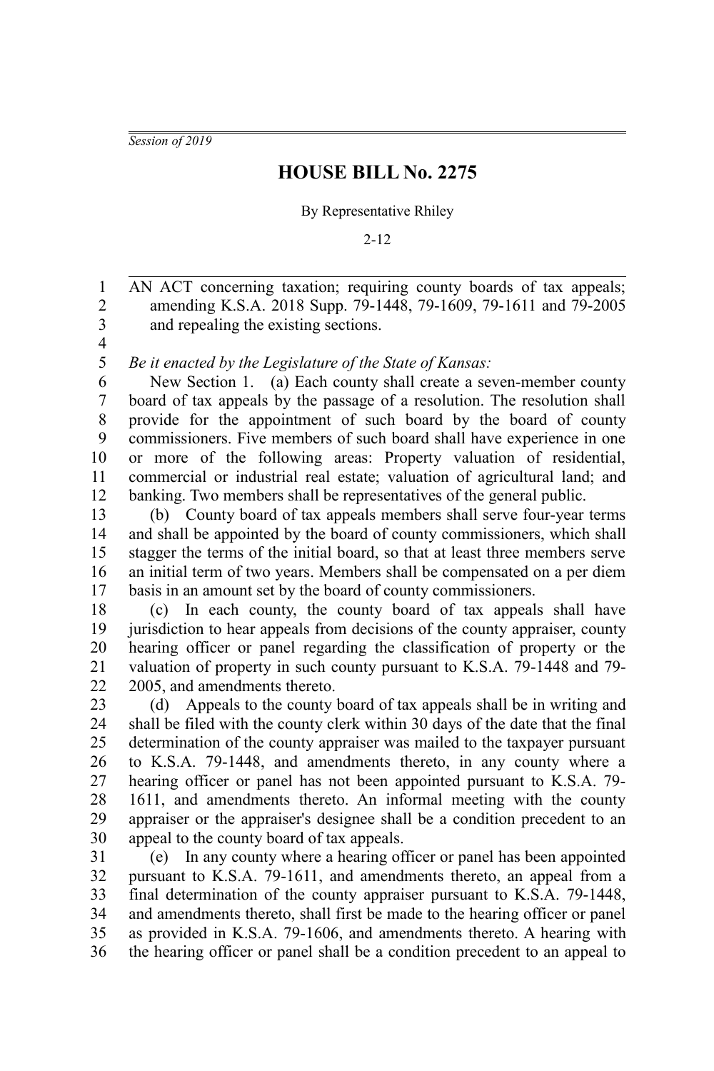*Session of 2019*

# HOUSE BILL No. 2275

By Representative Rhiley

2-12

AN ACT concerning taxation; requiring county boards of tax appeals; amending K.S.A. 2018 Supp. 79-1448, 79-1609, 79-1611 and 79-2005 and repealing the existing sections.

*Be it enacted by the Legislature of the State of Kansas:*

New Section 1. (a) Each county shall create a seven-member county board of tax appeals by the passage of a resolution. The resolution shall provide for the appointment of such board by the board of county commissioners. Five members of such board shall have experience in one or more of the following areas: Property valuation of residential, commercial or industrial real estate; valuation of agricultural land; and banking. Two members shall be representatives of the general public.

(b) County board of tax appeals members shall serve four-year terms and shall be appointed by the board of county commissioners, which shall stagger the terms of the initial board, so that at least three members serve an initial term of two years. Members shall be compensated on a per diem basis in an amount set by the board of county commissioners.

(c) In each county, the county board of tax appeals shall have jurisdiction to hear appeals from decisions of the county appraiser, county hearing officer or panel regarding the classification of property or the valuation of property in such county pursuant to K.S.A. 79-1448 and 79-2005, and amendments thereto.

(d) Appeals to the county board of tax appeals shall be in writing and shall be filed with the county clerk within 30 days of the date that the final determination of the county appraiser was mailed to the taxpayer pursuant to K.S.A. 79-1448, and amendments thereto, in any county where a hearing officer or panel has not been appointed pursuant to K.S.A. 79-1611, and amendments thereto. An informal meeting with the county appraiser or the appraiser's designee shall be a condition precedent to an appeal to the county board of tax appeals.

(e) In any county where a hearing officer or panel has been appointed pursuant to K.S.A. 79-1611, and amendments thereto, an appeal from a final determination of the county appraiser pursuant to K.S.A. 79-1448, and amendments thereto, shall first be made to the hearing officer or panel as provided in K.S.A. 79-1606, and amendments thereto. A hearing with the hearing officer or panel shall be a condition precedent to an appeal to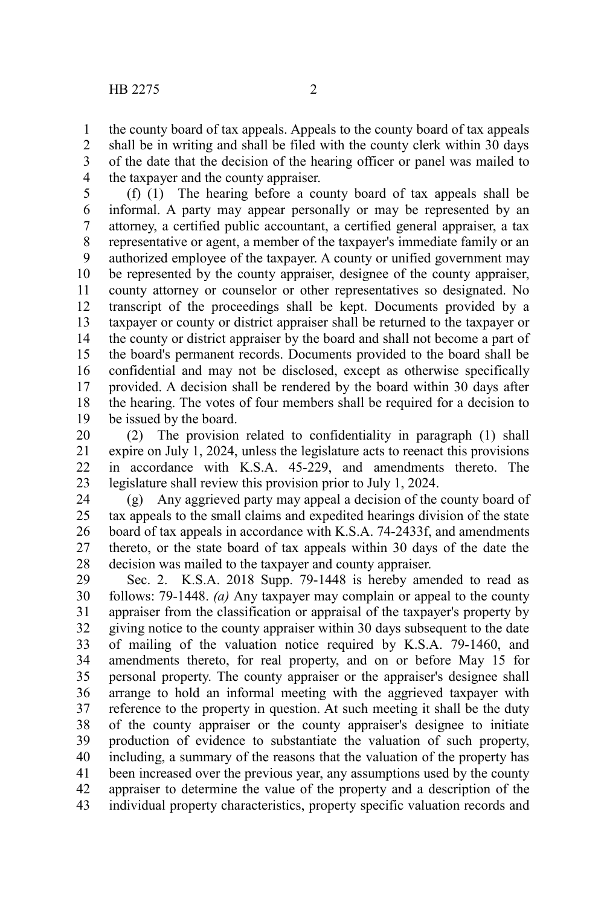the county board of tax appeals. Appeals to the county board of tax appeals shall be in writing and shall be filed with the county clerk within 30 days of the date that the decision of the hearing officer or panel was mailed to the taxpayer and the county appraiser.

(f) (1) The hearing before a county board of tax appeals shall be informal. A party may appear personally or may be represented by an attorney, a certified public accountant, a certified general appraiser, a tax representative or agent, a member of the taxpayer's immediate family or an authorized employee of the taxpayer. A county or unified government may be represented by the county appraiser, designee of the county appraiser, county attorney or counselor or other representatives so designated. No transcript of the proceedings shall be kept. Documents provided by a taxpayer or county or district appraiser shall be returned to the taxpayer or the county or district appraiser by the board and shall not become a part of the board's permanent records. Documents provided to the board shall be confidential and may not be disclosed, except as otherwise specifically provided. A decision shall be rendered by the board within 30 days after the hearing. The votes of four members shall be required for a decision to be issued by the board.

(2) The provision related to confidentiality in paragraph (1) shall expire on July 1, 2024, unless the legislature acts to reenact this provisions in accordance with K.S.A. 45-229, and amendments thereto. The legislature shall review this provision prior to July 1, 2024.

(g) Any aggrieved party may appeal a decision of the county board of tax appeals to the small claims and expedited hearings division of the state board of tax appeals in accordance with K.S.A. 74-2433f, and amendments thereto, or the state board of tax appeals within 30 days of the date the decision was mailed to the taxpayer and county appraiser.

Sec. 2. K.S.A. 2018 Supp. 79-1448 is hereby amended to read as follows: 79-1448. *(a)* Any taxpayer may complain or appeal to the county appraiser from the classification or appraisal of the taxpayer's property by giving notice to the county appraiser within 30 days subsequent to the date of mailing of the valuation notice required by K.S.A. 79-1460, and amendments thereto, for real property, and on or before May 15 for personal property. The county appraiser or the appraiser's designee shall arrange to hold an informal meeting with the aggrieved taxpayer with reference to the property in question. At such meeting it shall be the duty of the county appraiser or the county appraiser's designee to initiate production of evidence to substantiate the valuation of such property, including, a summary of the reasons that the valuation of the property has been increased over the previous year, any assumptions used by the county appraiser to determine the value of the property and a description of the individual property characteristics, property specific valuation records and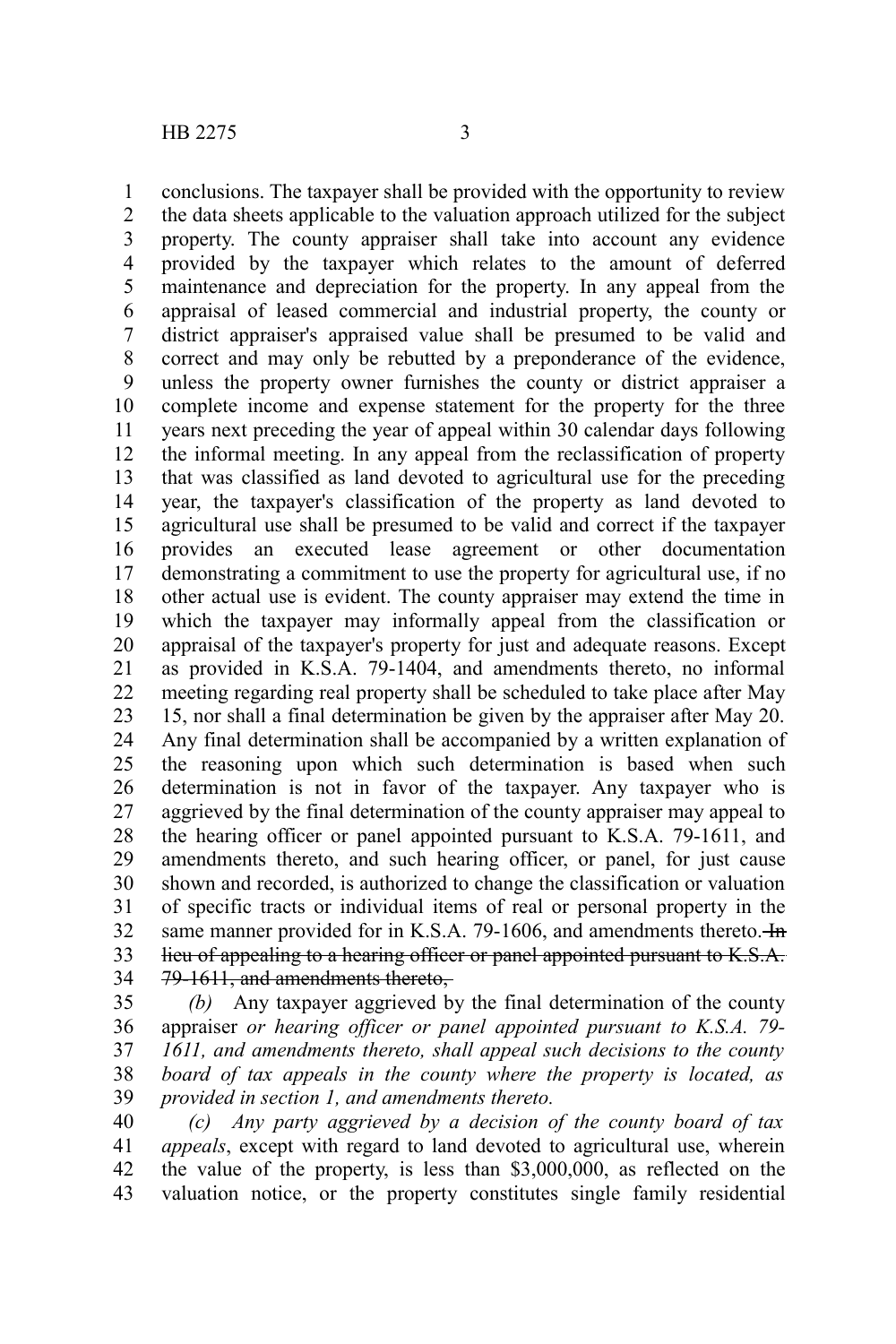conclusions. The taxpayer shall be provided with the opportunity to review the data sheets applicable to the valuation approach utilized for the subject property. The county appraiser shall take into account any evidence provided by the taxpayer which relates to the amount of deferred maintenance and depreciation for the property. In any appeal from the appraisal of leased commercial and industrial property, the county or district appraiser's appraised value shall be presumed to be valid and correct and may only be rebutted by a preponderance of the evidence, unless the property owner furnishes the county or district appraiser a complete income and expense statement for the property for the three years next preceding the year of appeal within 30 calendar days following the informal meeting. In any appeal from the reclassification of property that was classified as land devoted to agricultural use for the preceding year, the taxpayer's classification of the property as land devoted to agricultural use shall be presumed to be valid and correct if the taxpayer provides an executed lease agreement or other documentation demonstrating a commitment to use the property for agricultural use, if no other actual use is evident. The county appraiser may extend the time in which the taxpayer may informally appeal from the classification or appraisal of the taxpayer's property for just and adequate reasons. Except as provided in K.S.A. 79-1404, and amendments thereto, no informal meeting regarding real property shall be scheduled to take place after May 15, nor shall a final determination be given by the appraiser after May 20. Any final determination shall be accompanied by a written explanation of the reasoning upon which such determination is based when such determination is not in favor of the taxpayer. Any taxpayer who is aggrieved by the final determination of the county appraiser may appeal to the hearing officer or panel appointed pursuant to K.S.A. 79-1611, and amendments thereto, and such hearing officer, or panel, for just cause shown and recorded, is authorized to change the classification or valuation of specific tracts or individual items of real or personal property in the same manner provided for in K.S.A. 79-1606, and amendments thereto. ~~In lieu of appealing to a hearing officer or panel appointed pursuant to K.S.A. 79-1611, and amendments thereto,~~

*(b)* Any taxpayer aggrieved by the final determination of the county appraiser *or hearing officer or panel appointed pursuant to K.S.A. 79-1611, and amendments thereto, shall appeal such decisions to the county board of tax appeals in the county where the property is located, as provided in section 1, and amendments thereto.*

*(c) Any party aggrieved by a decision of the county board of tax appeals*, except with regard to land devoted to agricultural use, wherein the value of the property, is less than $3,000,000, as reflected on the valuation notice, or the property constitutes single family residential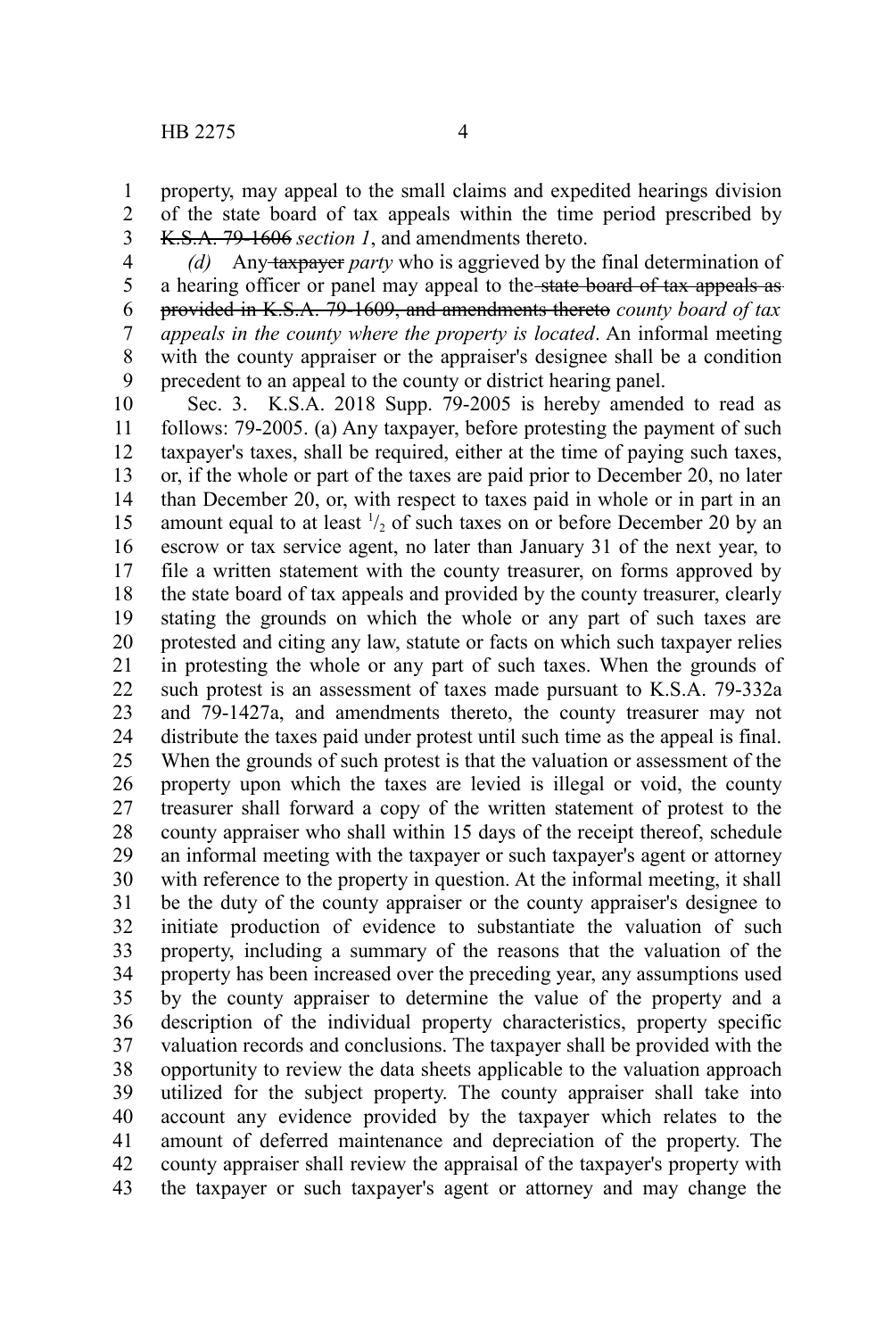property, may appeal to the small claims and expedited hearings division of the state board of tax appeals within the time period prescribed by ~~K.S.A. 79-1606~~ *section 1*, and amendments thereto.

*(d)* Any ~~taxpayer~~ *party* who is aggrieved by the final determination of a hearing officer or panel may appeal to the ~~state board of tax appeals as provided in K.S.A. 79-1609, and amendments thereto~~ *county board of tax appeals in the county where the property is located*. An informal meeting with the county appraiser or the appraiser's designee shall be a condition precedent to an appeal to the county or district hearing panel.

Sec. 3. K.S.A. 2018 Supp. 79-2005 is hereby amended to read as follows: 79-2005. (a) Any taxpayer, before protesting the payment of such taxpayer's taxes, shall be required, either at the time of paying such taxes, or, if the whole or part of the taxes are paid prior to December 20, no later than December 20, or, with respect to taxes paid in whole or in part in an amount equal to at least $^1/_2$ of such taxes on or before December 20 by an escrow or tax service agent, no later than January 31 of the next year, to file a written statement with the county treasurer, on forms approved by the state board of tax appeals and provided by the county treasurer, clearly stating the grounds on which the whole or any part of such taxes are protested and citing any law, statute or facts on which such taxpayer relies in protesting the whole or any part of such taxes. When the grounds of such protest is an assessment of taxes made pursuant to K.S.A. 79-332a and 79-1427a, and amendments thereto, the county treasurer may not distribute the taxes paid under protest until such time as the appeal is final. When the grounds of such protest is that the valuation or assessment of the property upon which the taxes are levied is illegal or void, the county treasurer shall forward a copy of the written statement of protest to the county appraiser who shall within 15 days of the receipt thereof, schedule an informal meeting with the taxpayer or such taxpayer's agent or attorney with reference to the property in question. At the informal meeting, it shall be the duty of the county appraiser or the county appraiser's designee to initiate production of evidence to substantiate the valuation of such property, including a summary of the reasons that the valuation of the property has been increased over the preceding year, any assumptions used by the county appraiser to determine the value of the property and a description of the individual property characteristics, property specific valuation records and conclusions. The taxpayer shall be provided with the opportunity to review the data sheets applicable to the valuation approach utilized for the subject property. The county appraiser shall take into account any evidence provided by the taxpayer which relates to the amount of deferred maintenance and depreciation of the property. The county appraiser shall review the appraisal of the taxpayer's property with the taxpayer or such taxpayer's agent or attorney and may change the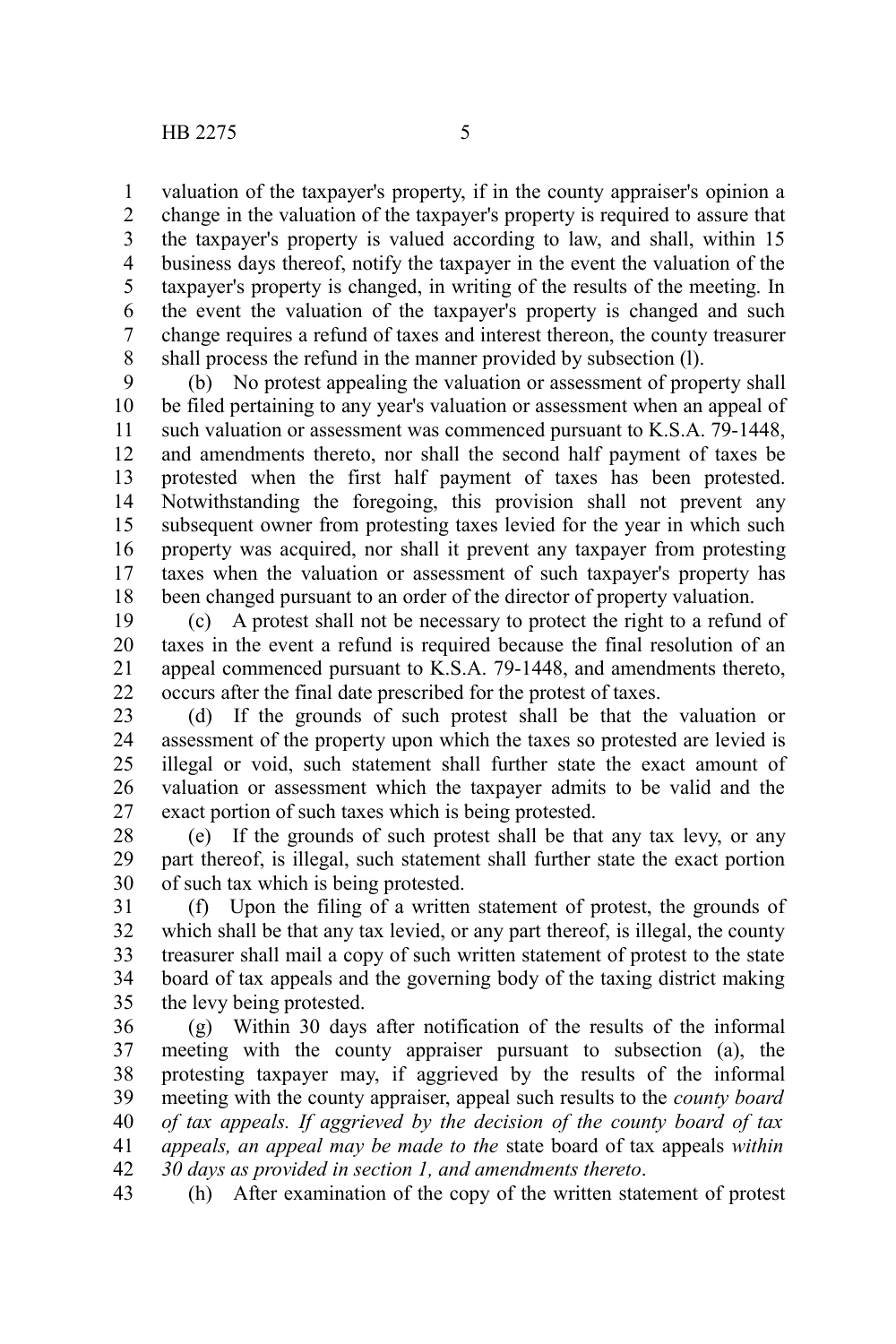valuation of the taxpayer's property, if in the county appraiser's opinion a change in the valuation of the taxpayer's property is required to assure that the taxpayer's property is valued according to law, and shall, within 15 business days thereof, notify the taxpayer in the event the valuation of the taxpayer's property is changed, in writing of the results of the meeting. In the event the valuation of the taxpayer's property is changed and such change requires a refund of taxes and interest thereon, the county treasurer shall process the refund in the manner provided by subsection (l).

(b) No protest appealing the valuation or assessment of property shall be filed pertaining to any year's valuation or assessment when an appeal of such valuation or assessment was commenced pursuant to K.S.A. 79-1448, and amendments thereto, nor shall the second half payment of taxes be protested when the first half payment of taxes has been protested. Notwithstanding the foregoing, this provision shall not prevent any subsequent owner from protesting taxes levied for the year in which such property was acquired, nor shall it prevent any taxpayer from protesting taxes when the valuation or assessment of such taxpayer's property has been changed pursuant to an order of the director of property valuation.

(c) A protest shall not be necessary to protect the right to a refund of taxes in the event a refund is required because the final resolution of an appeal commenced pursuant to K.S.A. 79-1448, and amendments thereto, occurs after the final date prescribed for the protest of taxes.

(d) If the grounds of such protest shall be that the valuation or assessment of the property upon which the taxes so protested are levied is illegal or void, such statement shall further state the exact amount of valuation or assessment which the taxpayer admits to be valid and the exact portion of such taxes which is being protested.

(e) If the grounds of such protest shall be that any tax levy, or any part thereof, is illegal, such statement shall further state the exact portion of such tax which is being protested.

(f) Upon the filing of a written statement of protest, the grounds of which shall be that any tax levied, or any part thereof, is illegal, the county treasurer shall mail a copy of such written statement of protest to the state board of tax appeals and the governing body of the taxing district making the levy being protested.

(g) Within 30 days after notification of the results of the informal meeting with the county appraiser pursuant to subsection (a), the protesting taxpayer may, if aggrieved by the results of the informal meeting with the county appraiser, appeal such results to the *county board of tax appeals. If aggrieved by the decision of the county board of tax appeals, an appeal may be made to the* state board of tax appeals *within 30 days as provided in section 1, and amendments thereto*.

(h) After examination of the copy of the written statement of protest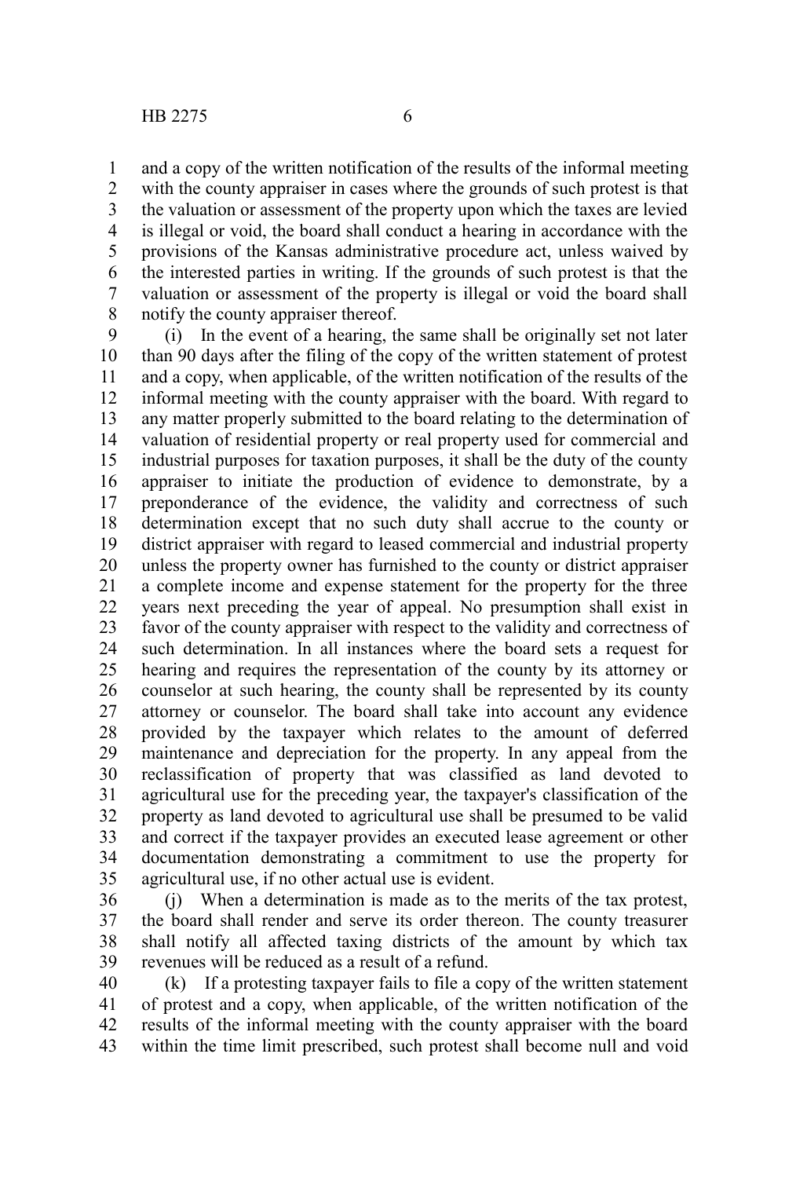and a copy of the written notification of the results of the informal meeting with the county appraiser in cases where the grounds of such protest is that the valuation or assessment of the property upon which the taxes are levied is illegal or void, the board shall conduct a hearing in accordance with the provisions of the Kansas administrative procedure act, unless waived by the interested parties in writing. If the grounds of such protest is that the valuation or assessment of the property is illegal or void the board shall notify the county appraiser thereof.

(i) In the event of a hearing, the same shall be originally set not later than 90 days after the filing of the copy of the written statement of protest and a copy, when applicable, of the written notification of the results of the informal meeting with the county appraiser with the board. With regard to any matter properly submitted to the board relating to the determination of valuation of residential property or real property used for commercial and industrial purposes for taxation purposes, it shall be the duty of the county appraiser to initiate the production of evidence to demonstrate, by a preponderance of the evidence, the validity and correctness of such determination except that no such duty shall accrue to the county or district appraiser with regard to leased commercial and industrial property unless the property owner has furnished to the county or district appraiser a complete income and expense statement for the property for the three years next preceding the year of appeal. No presumption shall exist in favor of the county appraiser with respect to the validity and correctness of such determination. In all instances where the board sets a request for hearing and requires the representation of the county by its attorney or counselor at such hearing, the county shall be represented by its county attorney or counselor. The board shall take into account any evidence provided by the taxpayer which relates to the amount of deferred maintenance and depreciation for the property. In any appeal from the reclassification of property that was classified as land devoted to agricultural use for the preceding year, the taxpayer's classification of the property as land devoted to agricultural use shall be presumed to be valid and correct if the taxpayer provides an executed lease agreement or other documentation demonstrating a commitment to use the property for agricultural use, if no other actual use is evident.

(j) When a determination is made as to the merits of the tax protest, the board shall render and serve its order thereon. The county treasurer shall notify all affected taxing districts of the amount by which tax revenues will be reduced as a result of a refund.

(k) If a protesting taxpayer fails to file a copy of the written statement of protest and a copy, when applicable, of the written notification of the results of the informal meeting with the county appraiser with the board within the time limit prescribed, such protest shall become null and void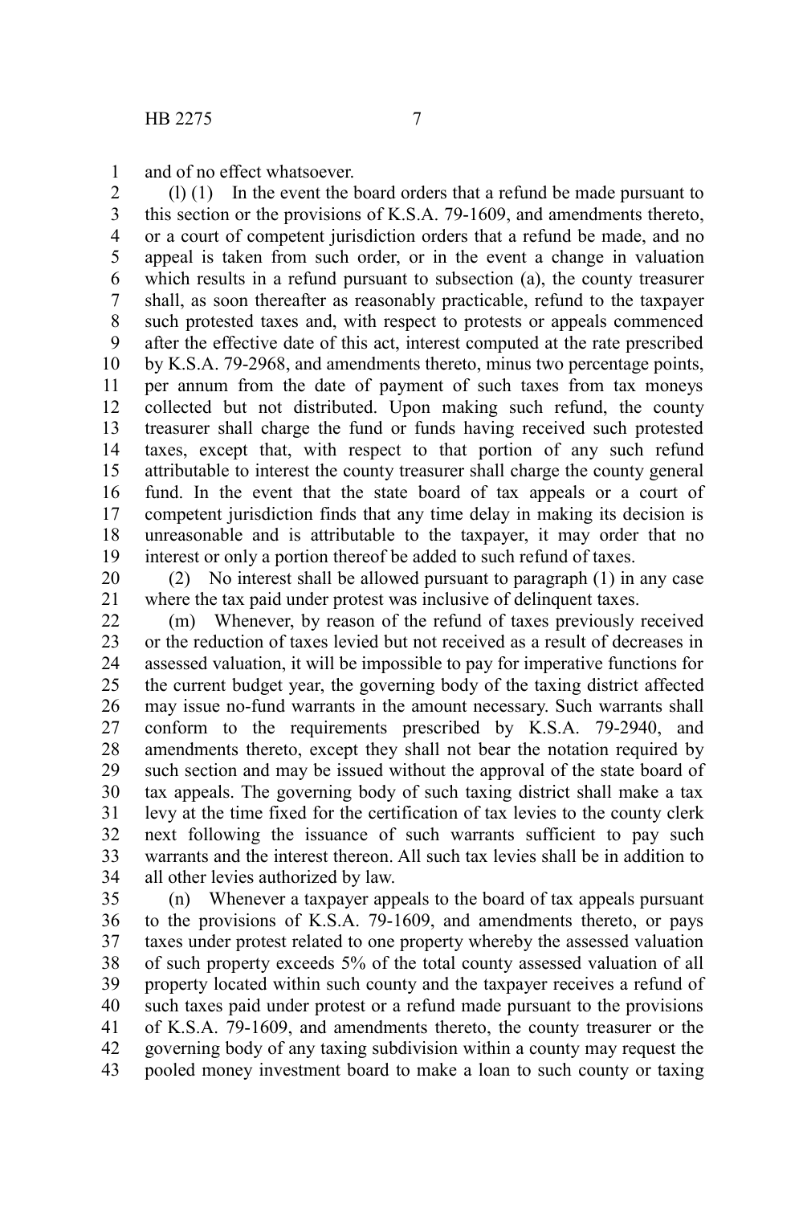and of no effect whatsoever.

(l) (1) In the event the board orders that a refund be made pursuant to this section or the provisions of K.S.A. 79-1609, and amendments thereto, or a court of competent jurisdiction orders that a refund be made, and no appeal is taken from such order, or in the event a change in valuation which results in a refund pursuant to subsection (a), the county treasurer shall, as soon thereafter as reasonably practicable, refund to the taxpayer such protested taxes and, with respect to protests or appeals commenced after the effective date of this act, interest computed at the rate prescribed by K.S.A. 79-2968, and amendments thereto, minus two percentage points, per annum from the date of payment of such taxes from tax moneys collected but not distributed. Upon making such refund, the county treasurer shall charge the fund or funds having received such protested taxes, except that, with respect to that portion of any such refund attributable to interest the county treasurer shall charge the county general fund. In the event that the state board of tax appeals or a court of competent jurisdiction finds that any time delay in making its decision is unreasonable and is attributable to the taxpayer, it may order that no interest or only a portion thereof be added to such refund of taxes.

(2) No interest shall be allowed pursuant to paragraph (1) in any case where the tax paid under protest was inclusive of delinquent taxes.

(m) Whenever, by reason of the refund of taxes previously received or the reduction of taxes levied but not received as a result of decreases in assessed valuation, it will be impossible to pay for imperative functions for the current budget year, the governing body of the taxing district affected may issue no-fund warrants in the amount necessary. Such warrants shall conform to the requirements prescribed by K.S.A. 79-2940, and amendments thereto, except they shall not bear the notation required by such section and may be issued without the approval of the state board of tax appeals. The governing body of such taxing district shall make a tax levy at the time fixed for the certification of tax levies to the county clerk next following the issuance of such warrants sufficient to pay such warrants and the interest thereon. All such tax levies shall be in addition to all other levies authorized by law.

(n) Whenever a taxpayer appeals to the board of tax appeals pursuant to the provisions of K.S.A. 79-1609, and amendments thereto, or pays taxes under protest related to one property whereby the assessed valuation of such property exceeds 5% of the total county assessed valuation of all property located within such county and the taxpayer receives a refund of such taxes paid under protest or a refund made pursuant to the provisions of K.S.A. 79-1609, and amendments thereto, the county treasurer or the governing body of any taxing subdivision within a county may request the pooled money investment board to make a loan to such county or taxing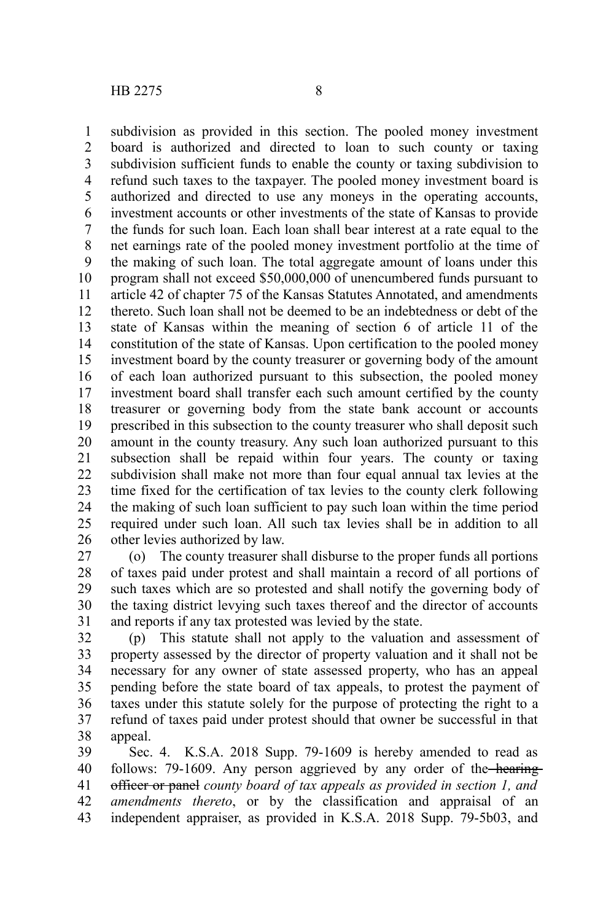subdivision as provided in this section. The pooled money investment board is authorized and directed to loan to such county or taxing subdivision sufficient funds to enable the county or taxing subdivision to refund such taxes to the taxpayer. The pooled money investment board is authorized and directed to use any moneys in the operating accounts, investment accounts or other investments of the state of Kansas to provide the funds for such loan. Each loan shall bear interest at a rate equal to the net earnings rate of the pooled money investment portfolio at the time of the making of such loan. The total aggregate amount of loans under this program shall not exceed $50,000,000 of unencumbered funds pursuant to article 42 of chapter 75 of the Kansas Statutes Annotated, and amendments thereto. Such loan shall not be deemed to be an indebtedness or debt of the state of Kansas within the meaning of section 6 of article 11 of the constitution of the state of Kansas. Upon certification to the pooled money investment board by the county treasurer or governing body of the amount of each loan authorized pursuant to this subsection, the pooled money investment board shall transfer each such amount certified by the county treasurer or governing body from the state bank account or accounts prescribed in this subsection to the county treasurer who shall deposit such amount in the county treasury. Any such loan authorized pursuant to this subsection shall be repaid within four years. The county or taxing subdivision shall make not more than four equal annual tax levies at the time fixed for the certification of tax levies to the county clerk following the making of such loan sufficient to pay such loan within the time period required under such loan. All such tax levies shall be in addition to all other levies authorized by law.

(o) The county treasurer shall disburse to the proper funds all portions of taxes paid under protest and shall maintain a record of all portions of such taxes which are so protested and shall notify the governing body of the taxing district levying such taxes thereof and the director of accounts and reports if any tax protested was levied by the state.

(p) This statute shall not apply to the valuation and assessment of property assessed by the director of property valuation and it shall not be necessary for any owner of state assessed property, who has an appeal pending before the state board of tax appeals, to protest the payment of taxes under this statute solely for the purpose of protecting the right to a refund of taxes paid under protest should that owner be successful in that appeal.

Sec. 4. K.S.A. 2018 Supp. 79-1609 is hereby amended to read as follows: 79-1609. Any person aggrieved by any order of the ~~hearing officer or panel~~ *county board of tax appeals as provided in section 1, and amendments thereto*, or by the classification and appraisal of an independent appraiser, as provided in K.S.A. 2018 Supp. 79-5b03, and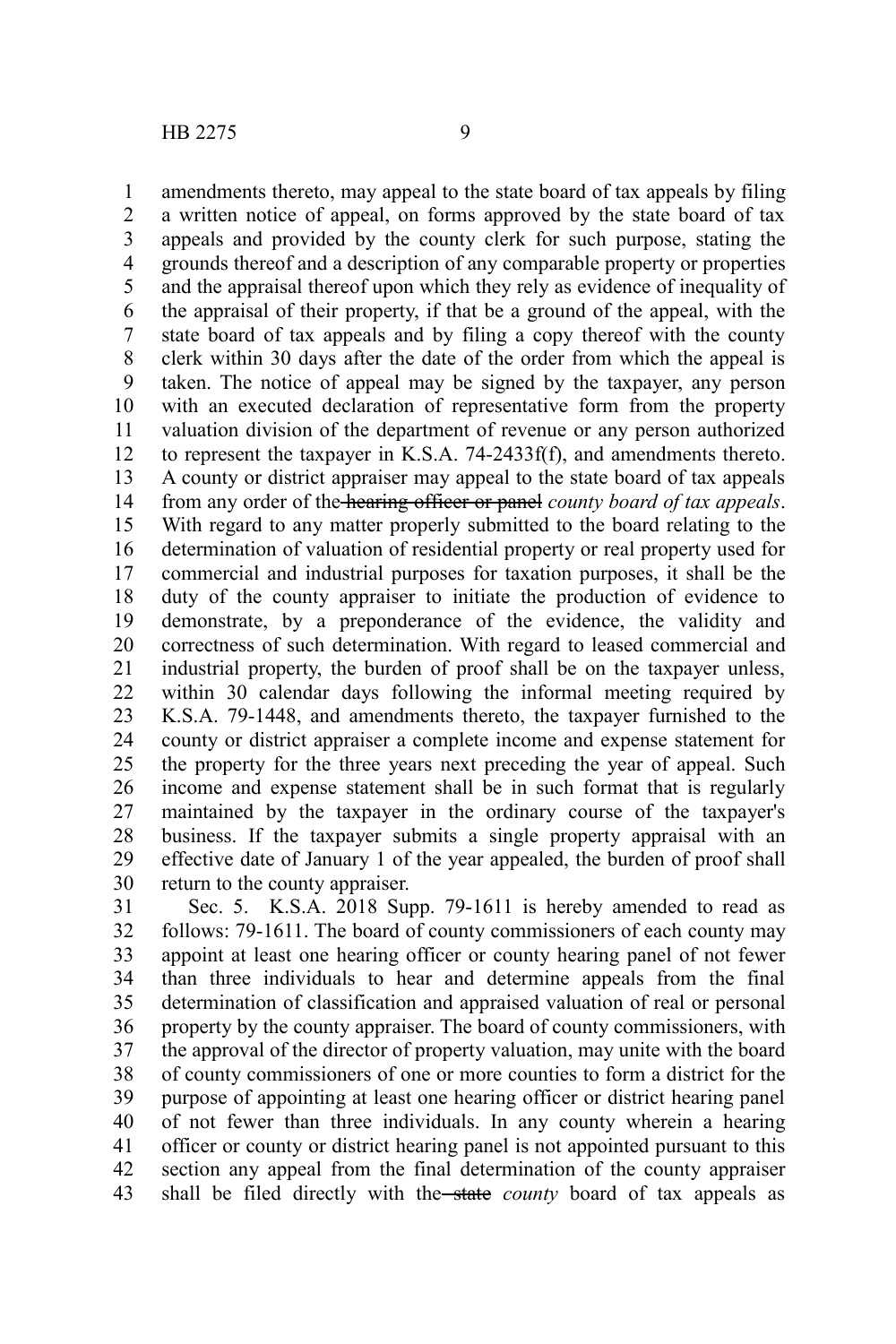amendments thereto, may appeal to the state board of tax appeals by filing a written notice of appeal, on forms approved by the state board of tax appeals and provided by the county clerk for such purpose, stating the grounds thereof and a description of any comparable property or properties and the appraisal thereof upon which they rely as evidence of inequality of the appraisal of their property, if that be a ground of the appeal, with the state board of tax appeals and by filing a copy thereof with the county clerk within 30 days after the date of the order from which the appeal is taken. The notice of appeal may be signed by the taxpayer, any person with an executed declaration of representative form from the property valuation division of the department of revenue or any person authorized to represent the taxpayer in K.S.A. 74-2433f(f), and amendments thereto. A county or district appraiser may appeal to the state board of tax appeals from any order of the ~~hearing officer or panel~~ *county board of tax appeals*. With regard to any matter properly submitted to the board relating to the determination of valuation of residential property or real property used for commercial and industrial purposes for taxation purposes, it shall be the duty of the county appraiser to initiate the production of evidence to demonstrate, by a preponderance of the evidence, the validity and correctness of such determination. With regard to leased commercial and industrial property, the burden of proof shall be on the taxpayer unless, within 30 calendar days following the informal meeting required by K.S.A. 79-1448, and amendments thereto, the taxpayer furnished to the county or district appraiser a complete income and expense statement for the property for the three years next preceding the year of appeal. Such income and expense statement shall be in such format that is regularly maintained by the taxpayer in the ordinary course of the taxpayer's business. If the taxpayer submits a single property appraisal with an effective date of January 1 of the year appealed, the burden of proof shall return to the county appraiser.

Sec. 5. K.S.A. 2018 Supp. 79-1611 is hereby amended to read as follows: 79-1611. The board of county commissioners of each county may appoint at least one hearing officer or county hearing panel of not fewer than three individuals to hear and determine appeals from the final determination of classification and appraised valuation of real or personal property by the county appraiser. The board of county commissioners, with the approval of the director of property valuation, may unite with the board of county commissioners of one or more counties to form a district for the purpose of appointing at least one hearing officer or district hearing panel of not fewer than three individuals. In any county wherein a hearing officer or county or district hearing panel is not appointed pursuant to this section any appeal from the final determination of the county appraiser shall be filed directly with the ~~state~~ *county* board of tax appeals as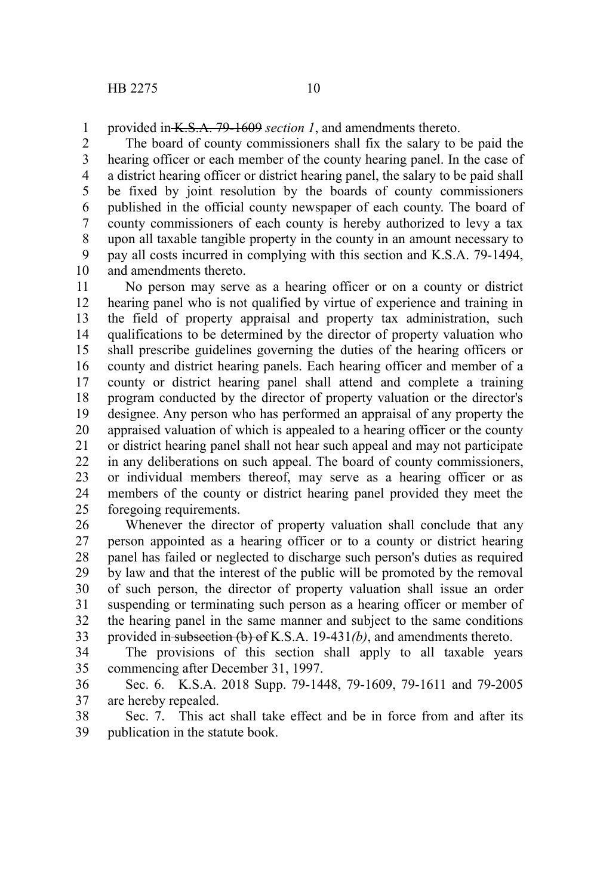provided in ~~K.S.A. 79-1609~~ *section 1*, and amendments thereto.

The board of county commissioners shall fix the salary to be paid the hearing officer or each member of the county hearing panel. In the case of a district hearing officer or district hearing panel, the salary to be paid shall be fixed by joint resolution by the boards of county commissioners published in the official county newspaper of each county. The board of county commissioners of each county is hereby authorized to levy a tax upon all taxable tangible property in the county in an amount necessary to pay all costs incurred in complying with this section and K.S.A. 79-1494, and amendments thereto.

No person may serve as a hearing officer or on a county or district hearing panel who is not qualified by virtue of experience and training in the field of property appraisal and property tax administration, such qualifications to be determined by the director of property valuation who shall prescribe guidelines governing the duties of the hearing officers or county and district hearing panels. Each hearing officer and member of a county or district hearing panel shall attend and complete a training program conducted by the director of property valuation or the director's designee. Any person who has performed an appraisal of any property the appraised valuation of which is appealed to a hearing officer or the county or district hearing panel shall not hear such appeal and may not participate in any deliberations on such appeal. The board of county commissioners, or individual members thereof, may serve as a hearing officer or as members of the county or district hearing panel provided they meet the foregoing requirements.

Whenever the director of property valuation shall conclude that any person appointed as a hearing officer or to a county or district hearing panel has failed or neglected to discharge such person's duties as required by law and that the interest of the public will be promoted by the removal of such person, the director of property valuation shall issue an order suspending or terminating such person as a hearing officer or member of the hearing panel in the same manner and subject to the same conditions provided in ~~subsection (b) of~~ K.S.A. 19-431*(b)*, and amendments thereto.

The provisions of this section shall apply to all taxable years commencing after December 31, 1997.

Sec. 6. K.S.A. 2018 Supp. 79-1448, 79-1609, 79-1611 and 79-2005 are hereby repealed.

Sec. 7. This act shall take effect and be in force from and after its publication in the statute book.